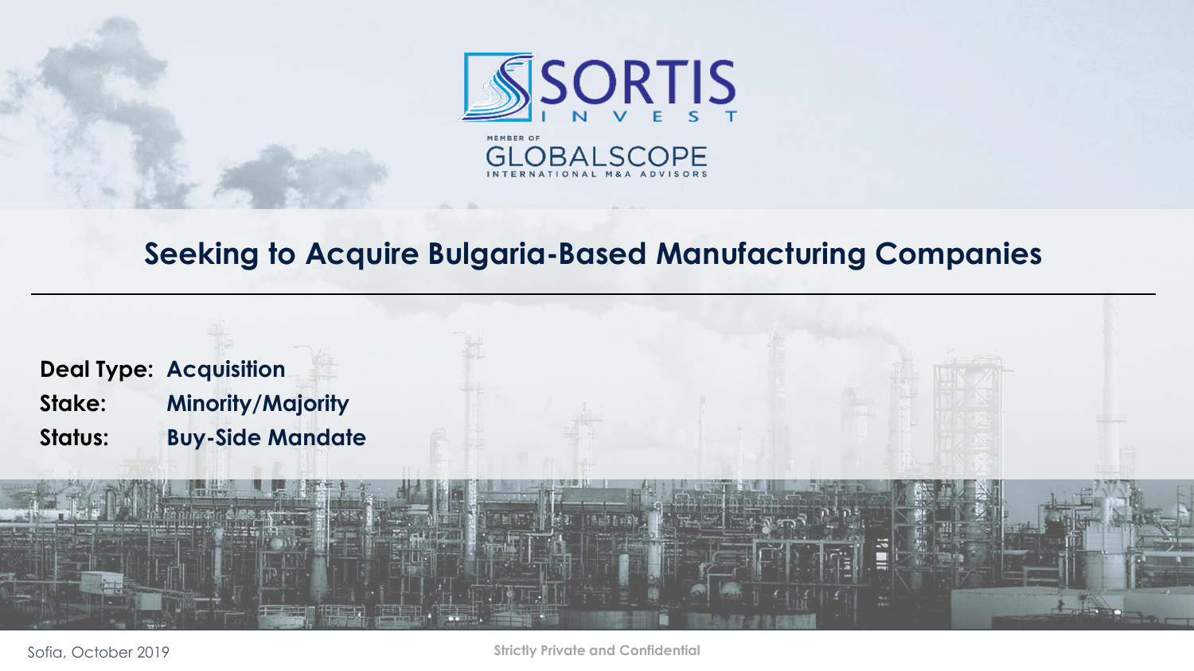SORTIS INVEST

MEMBER OF GLOBALSCOPE INTERNATIONAL M&A ADVISORS

# Seeking to Acquire Bulgaria-Based Manufacturing Companies

**Deal Type:** **Acquisition**
**Stake:** **Minority/Majority**
**Status:** **Buy-Side Mandate**

Sofia, October 2019

**Strictly Private and Confidential**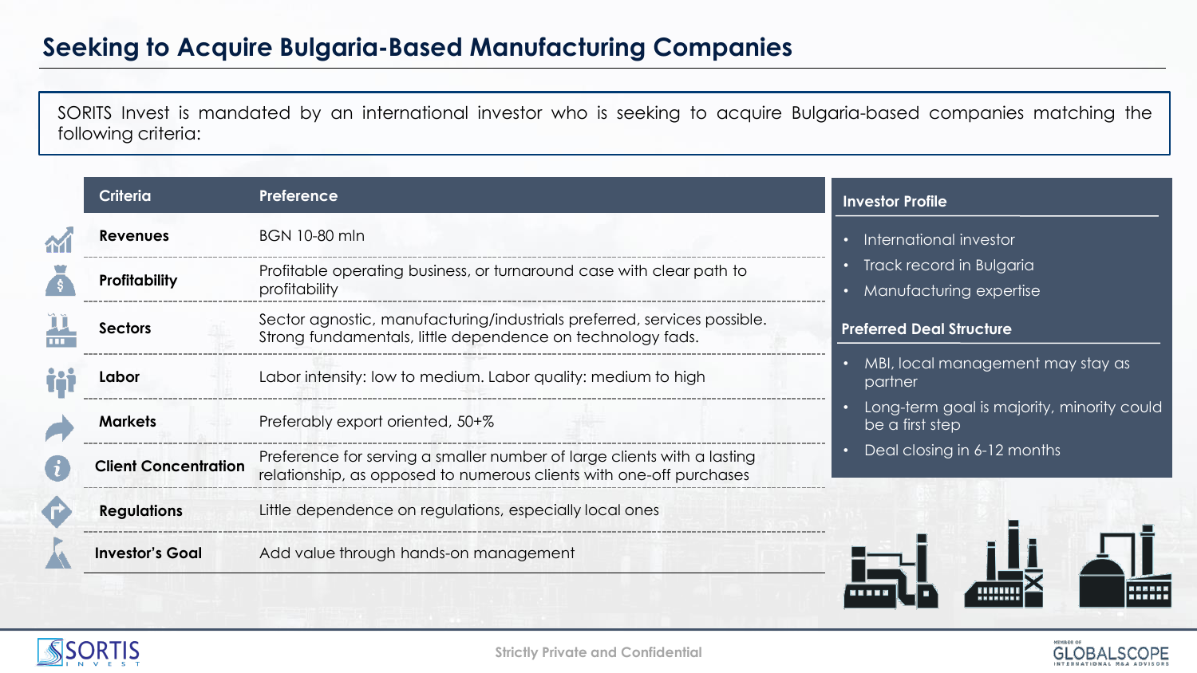# Seeking to Acquire Bulgaria-Based Manufacturing Companies

SORITS Invest is mandated by an international investor who is seeking to acquire Bulgaria-based companies matching the following criteria:

| Criteria | Preference |
|---|---|
| **Revenues** | BGN 10-80 mln |
| **Profitability** | Profitable operating business, or turnaround case with clear path to profitability |
| **Sectors** | Sector agnostic, manufacturing/industrials preferred, services possible. Strong fundamentals, little dependence on technology fads. |
| **Labor** | Labor intensity: low to medium. Labor quality: medium to high |
| **Markets** | Preferably export oriented, 50+% |
| **Client Concentration** | Preference for serving a smaller number of large clients with a lasting relationship, as opposed to numerous clients with one-off purchases |
| **Regulations** | Little dependence on regulations, especially local ones |
| **Investor's Goal** | Add value through hands-on management |

### Investor Profile

- International investor
- Track record in Bulgaria
- Manufacturing expertise

### Preferred Deal Structure

- MBI, local management may stay as partner
- Long-term goal is majority, minority could be a first step
- Deal closing in 6-12 months

Strictly Private and Confidential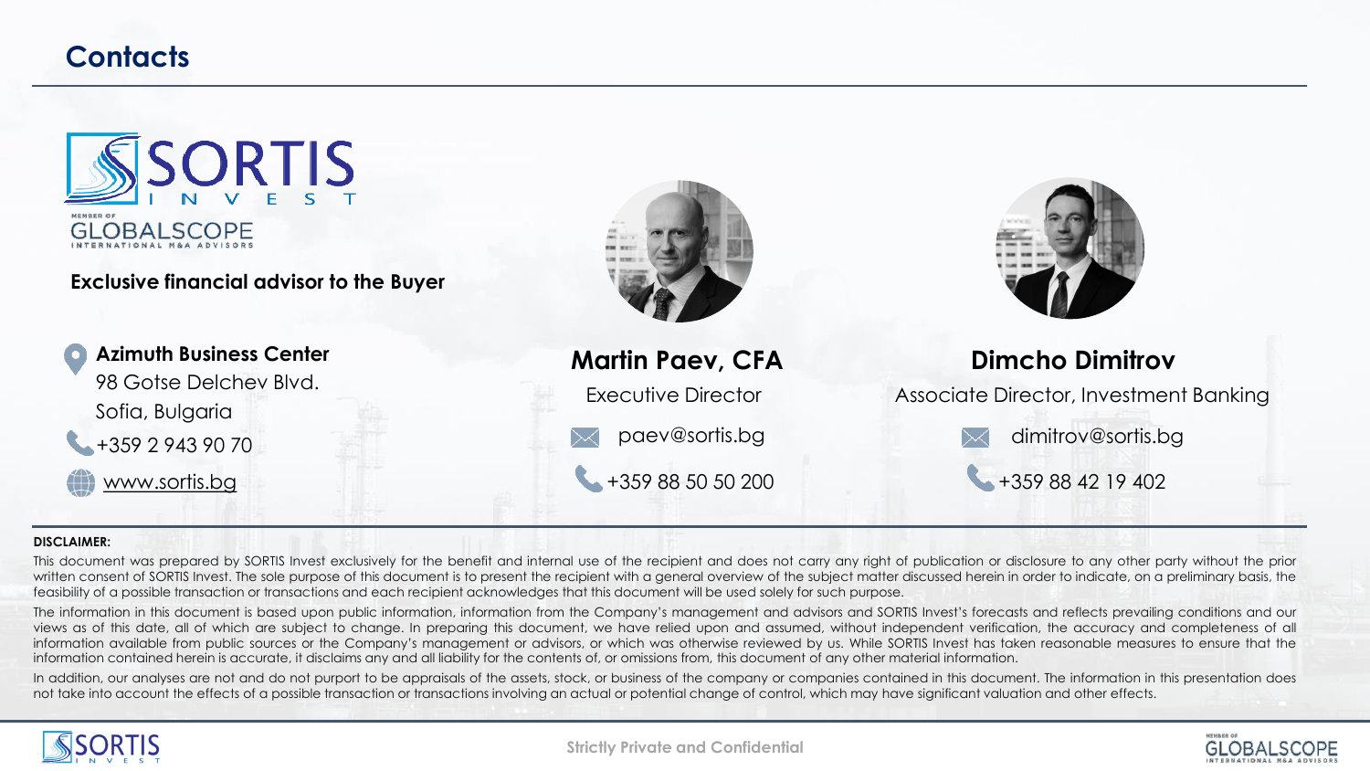# Contacts

SORTIS INVEST

MEMBER OF GLOBALSCOPE INTERNATIONAL M&A ADVISORS

**Exclusive financial advisor to the Buyer**

**Azimuth Business Center**
98 Gotse Delchev Blvd.
Sofia, Bulgaria
+359 2 943 90 70
www.sortis.bg

## Martin Paev, CFA

Executive Director

paev@sortis.bg

+359 88 50 50 200

## Dimcho Dimitrov

Associate Director, Investment Banking

dimitrov@sortis.bg

+359 88 42 19 402

**DISCLAIMER:**

This document was prepared by SORTIS Invest exclusively for the benefit and internal use of the recipient and does not carry any right of publication or disclosure to any other party without the prior written consent of SORTIS Invest. The sole purpose of this document is to present the recipient with a general overview of the subject matter discussed herein in order to indicate, on a preliminary basis, the feasibility of a possible transaction or transactions and each recipient acknowledges that this document will be used solely for such purpose.

The information in this document is based upon public information, information from the Company's management and advisors and SORTIS Invest's forecasts and reflects prevailing conditions and our views as of this date, all of which are subject to change. In preparing this document, we have relied upon and assumed, without independent verification, the accuracy and completeness of all information available from public sources or the Company's management or advisors, or which was otherwise reviewed by us. While SORTIS Invest has taken reasonable measures to ensure that the information contained herein is accurate, it disclaims any and all liability for the contents of, or omissions from, this document of any other material information.

In addition, our analyses are not and do not purport to be appraisals of the assets, stock, or business of the company or companies contained in this document. The information in this presentation does not take into account the effects of a possible transaction or transactions involving an actual or potential change of control, which may have significant valuation and other effects.

Strictly Private and Confidential